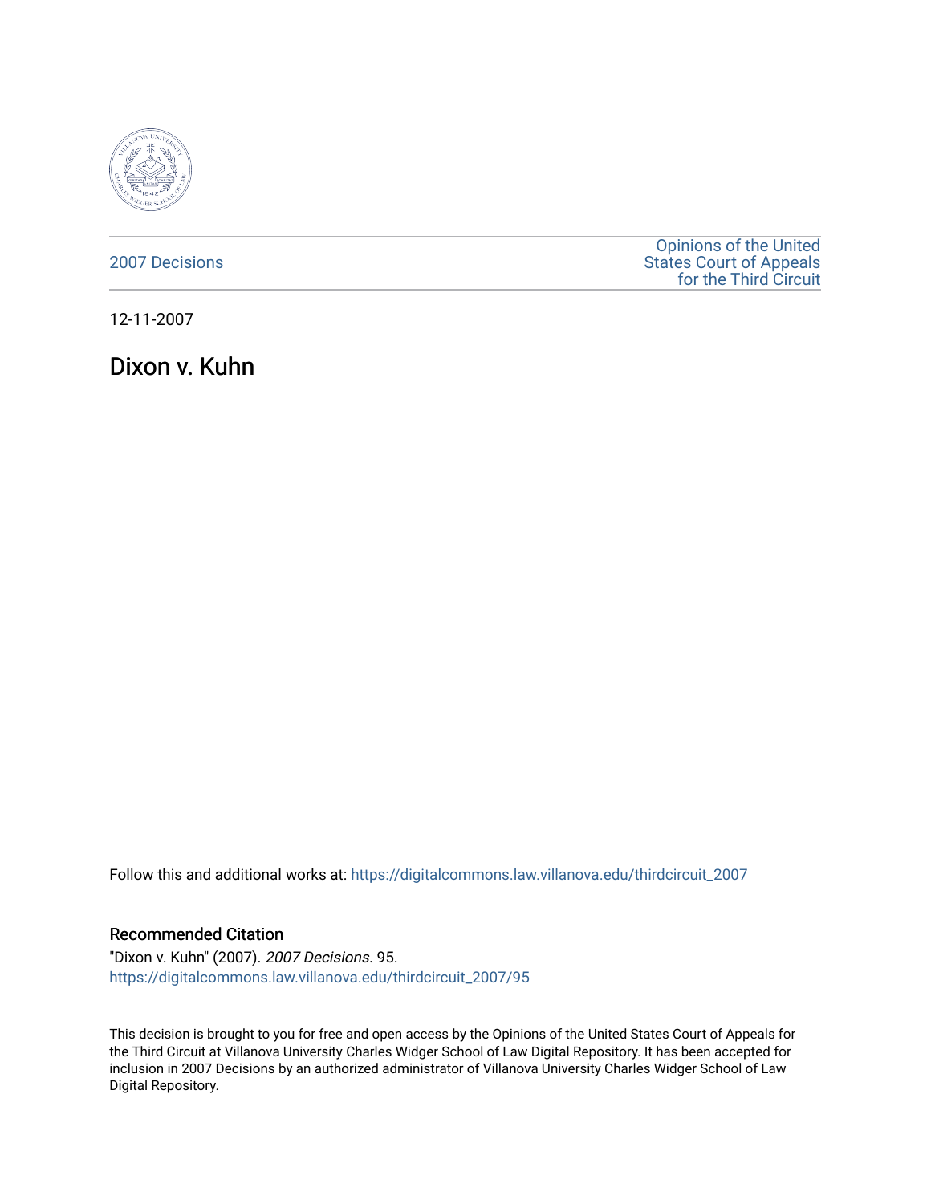2007 Decisions

Opinions of the United States Court of Appeals for the Third Circuit

12-11-2007

# Dixon v. Kuhn

Follow this and additional works at: https://digitalcommons.law.villanova.edu/thirdcircuit_2007

## Recommended Citation

"Dixon v. Kuhn" (2007). *2007 Decisions*. 95.
https://digitalcommons.law.villanova.edu/thirdcircuit_2007/95

This decision is brought to you for free and open access by the Opinions of the United States Court of Appeals for the Third Circuit at Villanova University Charles Widger School of Law Digital Repository. It has been accepted for inclusion in 2007 Decisions by an authorized administrator of Villanova University Charles Widger School of Law Digital Repository.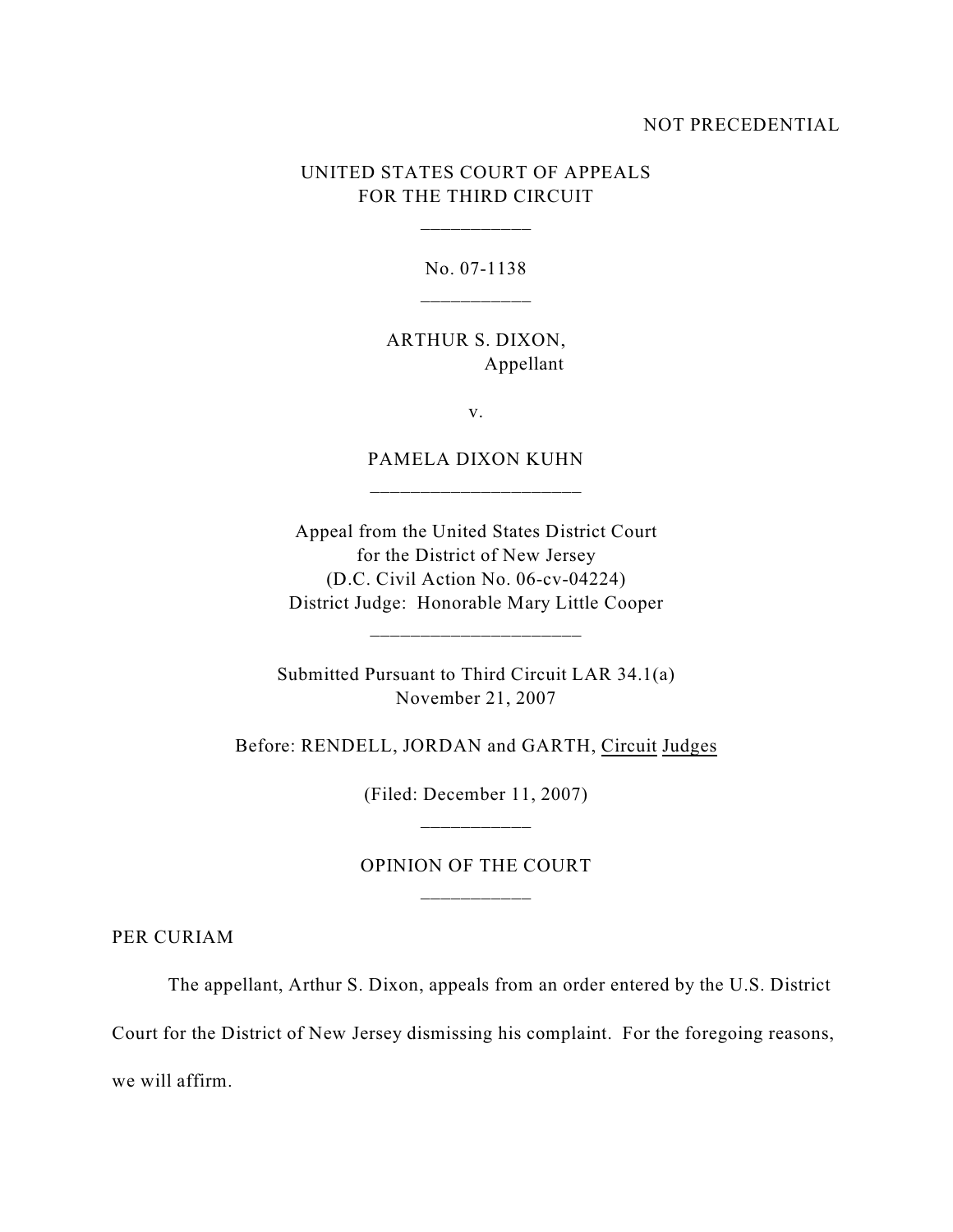NOT PRECEDENTIAL

UNITED STATES COURT OF APPEALS
FOR THE THIRD CIRCUIT

\_\_\_\_\_\_\_\_\_\_\_

No. 07-1138

\_\_\_\_\_\_\_\_\_\_\_

ARTHUR S. DIXON,
Appellant

v.

PAMELA DIXON KUHN

\_\_\_\_\_\_\_\_\_\_\_\_\_\_\_\_\_\_\_\_\_

Appeal from the United States District Court
for the District of New Jersey
(D.C. Civil Action No. 06-cv-04224)
District Judge: Honorable Mary Little Cooper

\_\_\_\_\_\_\_\_\_\_\_\_\_\_\_\_\_\_\_\_\_

Submitted Pursuant to Third Circuit LAR 34.1(a)
November 21, 2007

Before: RENDELL, JORDAN and GARTH, Circuit Judges

(Filed: December 11, 2007)

\_\_\_\_\_\_\_\_\_\_\_

OPINION OF THE COURT

\_\_\_\_\_\_\_\_\_\_\_

PER CURIAM

The appellant, Arthur S. Dixon, appeals from an order entered by the U.S. District Court for the District of New Jersey dismissing his complaint. For the foregoing reasons, we will affirm.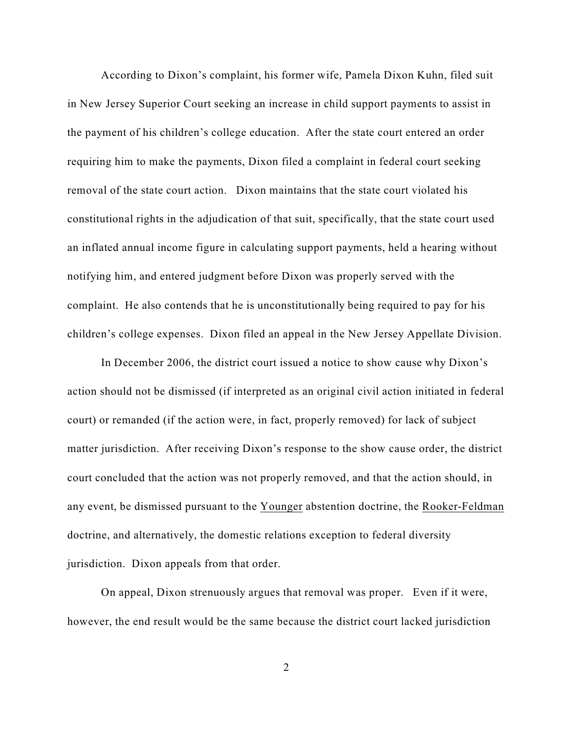According to Dixon's complaint, his former wife, Pamela Dixon Kuhn, filed suit in New Jersey Superior Court seeking an increase in child support payments to assist in the payment of his children's college education. After the state court entered an order requiring him to make the payments, Dixon filed a complaint in federal court seeking removal of the state court action. Dixon maintains that the state court violated his constitutional rights in the adjudication of that suit, specifically, that the state court used an inflated annual income figure in calculating support payments, held a hearing without notifying him, and entered judgment before Dixon was properly served with the complaint. He also contends that he is unconstitutionally being required to pay for his children's college expenses. Dixon filed an appeal in the New Jersey Appellate Division.

In December 2006, the district court issued a notice to show cause why Dixon's action should not be dismissed (if interpreted as an original civil action initiated in federal court) or remanded (if the action were, in fact, properly removed) for lack of subject matter jurisdiction. After receiving Dixon's response to the show cause order, the district court concluded that the action was not properly removed, and that the action should, in any event, be dismissed pursuant to the Younger abstention doctrine, the Rooker-Feldman doctrine, and alternatively, the domestic relations exception to federal diversity jurisdiction. Dixon appeals from that order.

On appeal, Dixon strenuously argues that removal was proper. Even if it were, however, the end result would be the same because the district court lacked jurisdiction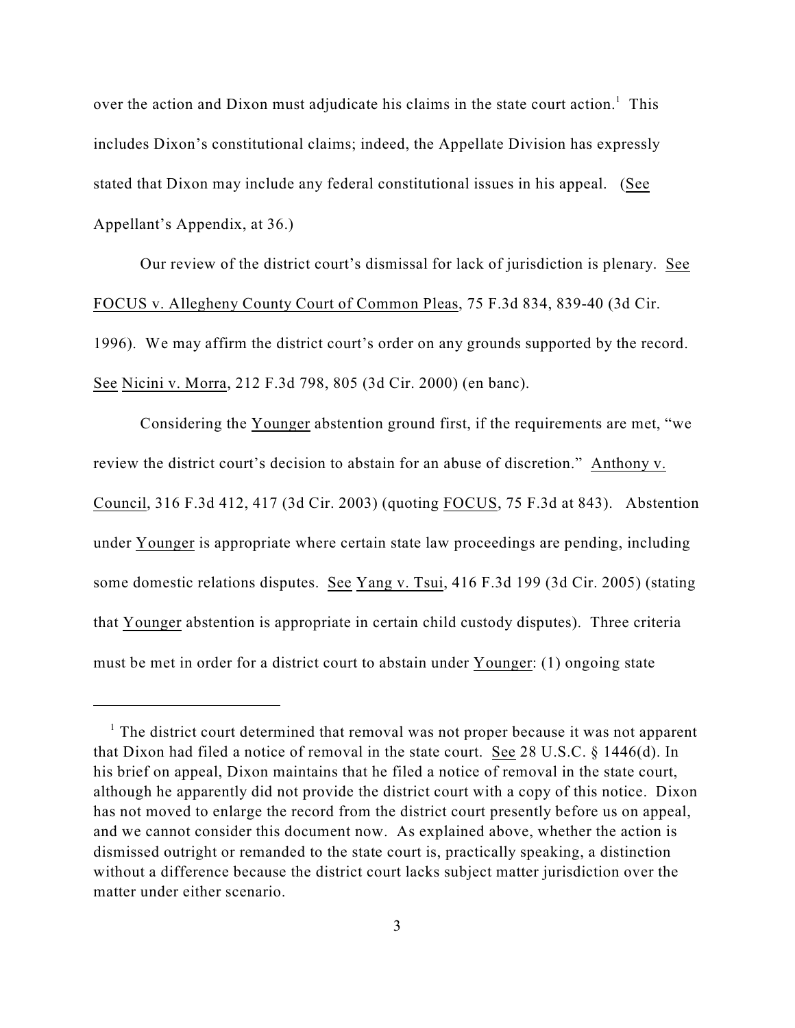over the action and Dixon must adjudicate his claims in the state court action.[1] This includes Dixon's constitutional claims; indeed, the Appellate Division has expressly stated that Dixon may include any federal constitutional issues in his appeal. (See Appellant's Appendix, at 36.)

Our review of the district court's dismissal for lack of jurisdiction is plenary. See FOCUS v. Allegheny County Court of Common Pleas, 75 F.3d 834, 839-40 (3d Cir. 1996). We may affirm the district court's order on any grounds supported by the record. See Nicini v. Morra, 212 F.3d 798, 805 (3d Cir. 2000) (en banc).

Considering the Younger abstention ground first, if the requirements are met, "we review the district court's decision to abstain for an abuse of discretion." Anthony v. Council, 316 F.3d 412, 417 (3d Cir. 2003) (quoting FOCUS, 75 F.3d at 843). Abstention under Younger is appropriate where certain state law proceedings are pending, including some domestic relations disputes. See Yang v. Tsui, 416 F.3d 199 (3d Cir. 2005) (stating that Younger abstention is appropriate in certain child custody disputes). Three criteria must be met in order for a district court to abstain under Younger: (1) ongoing state

---

[1] The district court determined that removal was not proper because it was not apparent that Dixon had filed a notice of removal in the state court. See 28 U.S.C. § 1446(d). In his brief on appeal, Dixon maintains that he filed a notice of removal in the state court, although he apparently did not provide the district court with a copy of this notice. Dixon has not moved to enlarge the record from the district court presently before us on appeal, and we cannot consider this document now. As explained above, whether the action is dismissed outright or remanded to the state court is, practically speaking, a distinction without a difference because the district court lacks subject matter jurisdiction over the matter under either scenario.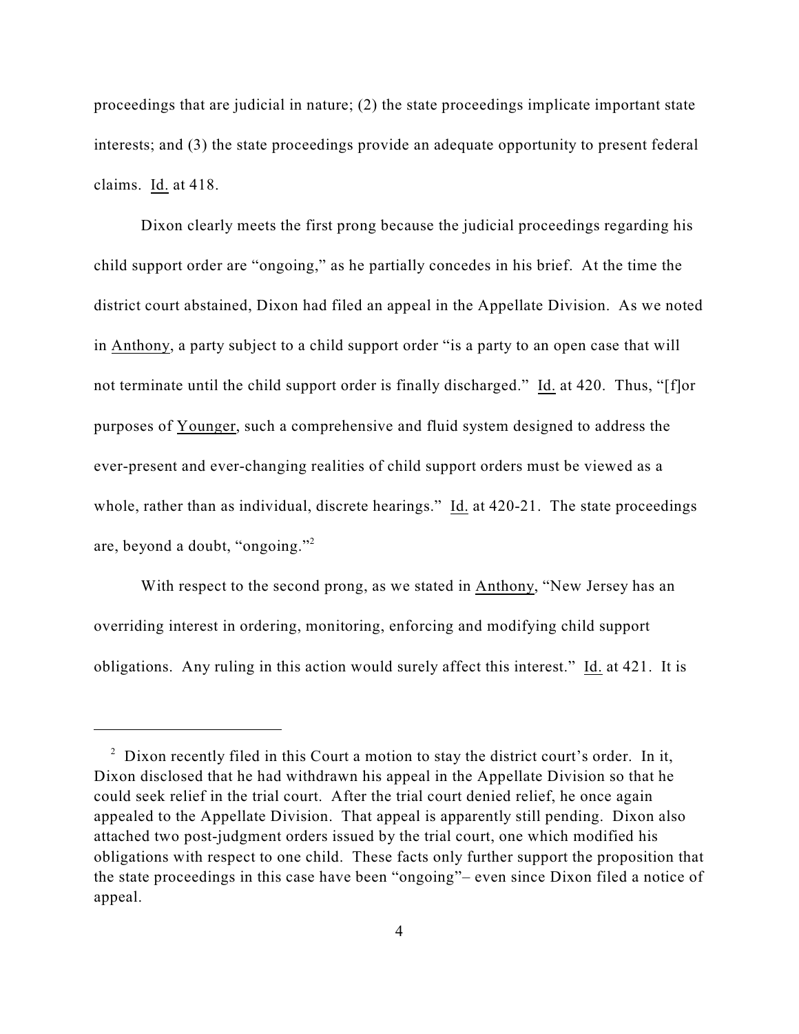proceedings that are judicial in nature; (2) the state proceedings implicate important state interests; and (3) the state proceedings provide an adequate opportunity to present federal claims. Id. at 418.

Dixon clearly meets the first prong because the judicial proceedings regarding his child support order are "ongoing," as he partially concedes in his brief. At the time the district court abstained, Dixon had filed an appeal in the Appellate Division. As we noted in Anthony, a party subject to a child support order "is a party to an open case that will not terminate until the child support order is finally discharged." Id. at 420. Thus, "[f]or purposes of Younger, such a comprehensive and fluid system designed to address the ever-present and ever-changing realities of child support orders must be viewed as a whole, rather than as individual, discrete hearings." Id. at 420-21. The state proceedings are, beyond a doubt, "ongoing."[2]

With respect to the second prong, as we stated in Anthony, "New Jersey has an overriding interest in ordering, monitoring, enforcing and modifying child support obligations. Any ruling in this action would surely affect this interest." Id. at 421. It is

---

[2] Dixon recently filed in this Court a motion to stay the district court's order. In it, Dixon disclosed that he had withdrawn his appeal in the Appellate Division so that he could seek relief in the trial court. After the trial court denied relief, he once again appealed to the Appellate Division. That appeal is apparently still pending. Dixon also attached two post-judgment orders issued by the trial court, one which modified his obligations with respect to one child. These facts only further support the proposition that the state proceedings in this case have been "ongoing"– even since Dixon filed a notice of appeal.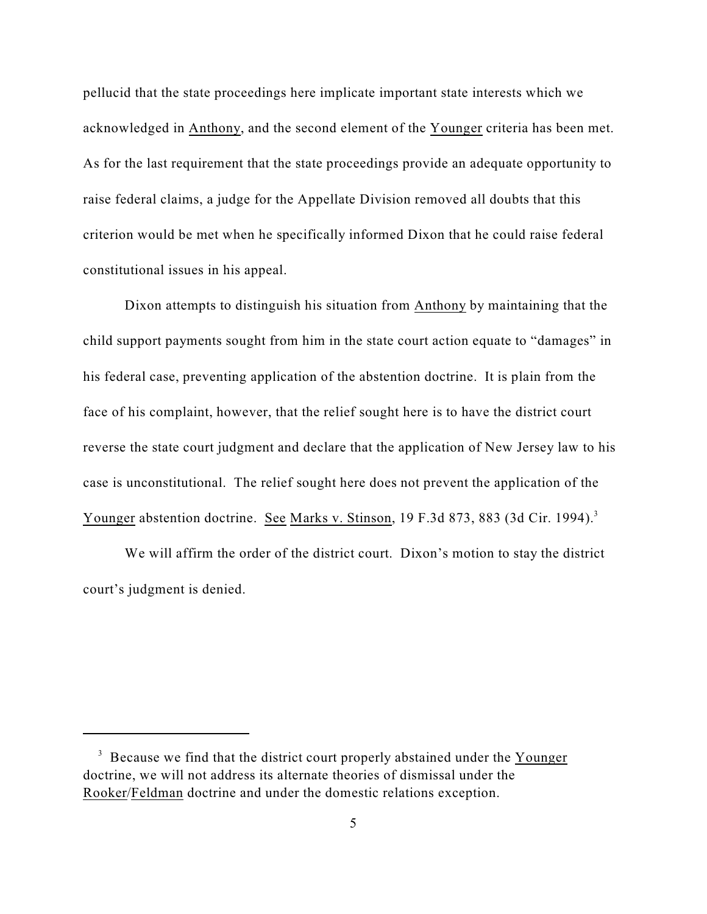pellucid that the state proceedings here implicate important state interests which we acknowledged in Anthony, and the second element of the Younger criteria has been met. As for the last requirement that the state proceedings provide an adequate opportunity to raise federal claims, a judge for the Appellate Division removed all doubts that this criterion would be met when he specifically informed Dixon that he could raise federal constitutional issues in his appeal.

Dixon attempts to distinguish his situation from Anthony by maintaining that the child support payments sought from him in the state court action equate to "damages" in his federal case, preventing application of the abstention doctrine. It is plain from the face of his complaint, however, that the relief sought here is to have the district court reverse the state court judgment and declare that the application of New Jersey law to his case is unconstitutional. The relief sought here does not prevent the application of the Younger abstention doctrine. See Marks v. Stinson, 19 F.3d 873, 883 (3d Cir. 1994).[3]

We will affirm the order of the district court. Dixon's motion to stay the district court's judgment is denied.

---

[3] Because we find that the district court properly abstained under the Younger doctrine, we will not address its alternate theories of dismissal under the Rooker/Feldman doctrine and under the domestic relations exception.